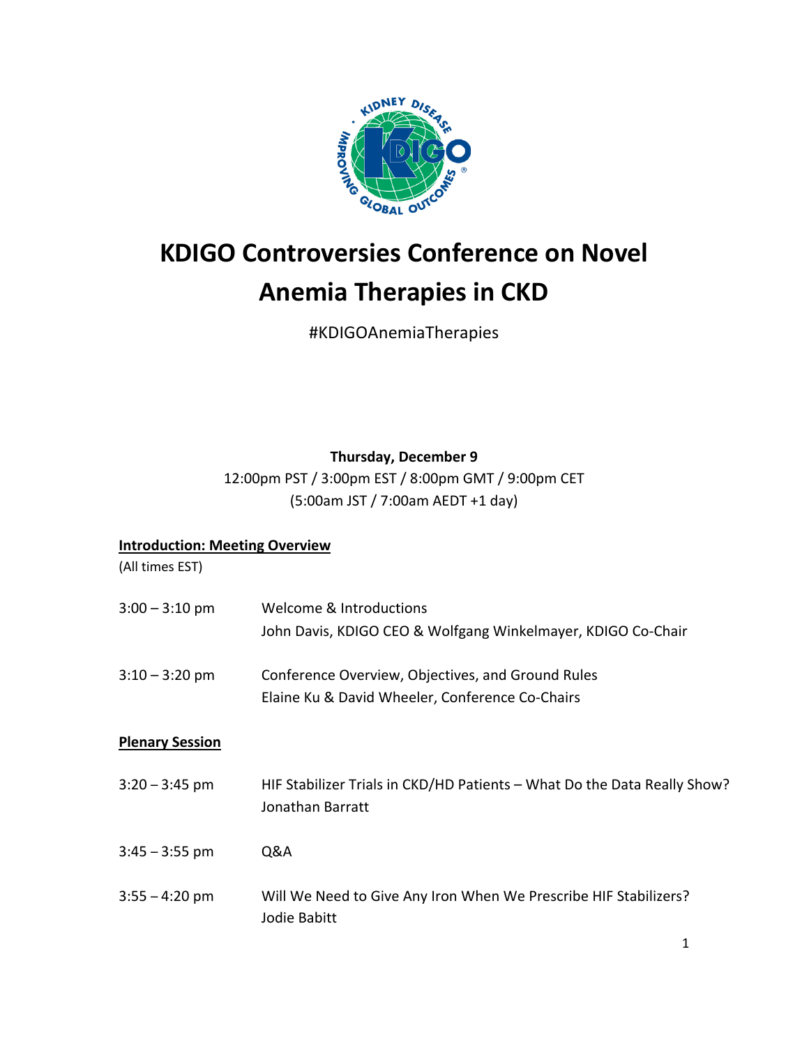# KDIGO Controversies Conference on Novel Anemia Therapies in CKD

#KDIGOAnemiaTherapies

**Thursday, December 9**

12:00pm PST / 3:00pm EST / 8:00pm GMT / 9:00pm CET
(5:00am JST / 7:00am AEDT +1 day)

**Introduction: Meeting Overview**

(All times EST)

| | |
|---|---|
| 3:00 – 3:10 pm | Welcome & Introductions<br>John Davis, KDIGO CEO & Wolfgang Winkelmayer, KDIGO Co-Chair |
| 3:10 – 3:20 pm | Conference Overview, Objectives, and Ground Rules<br>Elaine Ku & David Wheeler, Conference Co-Chairs |

**Plenary Session**

| | |
|---|---|
| 3:20 – 3:45 pm | HIF Stabilizer Trials in CKD/HD Patients – What Do the Data Really Show?<br>Jonathan Barratt |
| 3:45 – 3:55 pm | Q&A |
| 3:55 – 4:20 pm | Will We Need to Give Any Iron When We Prescribe HIF Stabilizers?<br>Jodie Babitt |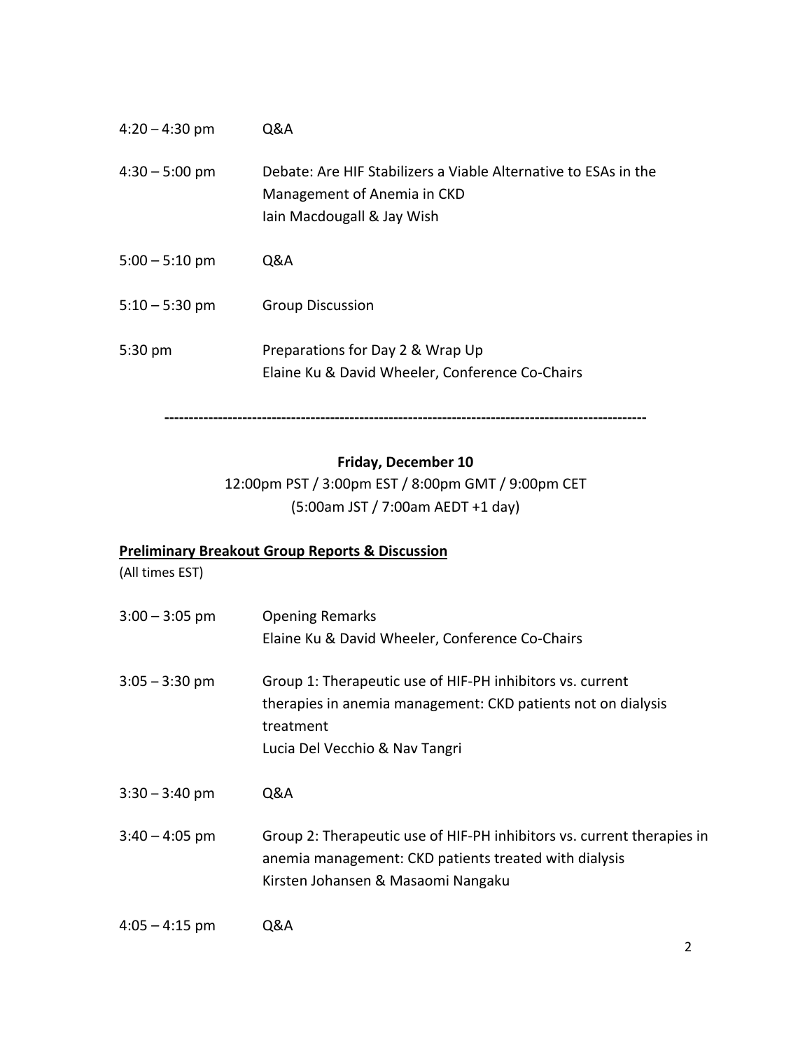4:20 – 4:30 pm Q&A

4:30 – 5:00 pm Debate: Are HIF Stabilizers a Viable Alternative to ESAs in the Management of Anemia in CKD
Iain Macdougall & Jay Wish

5:00 – 5:10 pm Q&A

5:10 – 5:30 pm Group Discussion

5:30 pm Preparations for Day 2 & Wrap Up
Elaine Ku & David Wheeler, Conference Co-Chairs

---

**Friday, December 10**

12:00pm PST / 3:00pm EST / 8:00pm GMT / 9:00pm CET
(5:00am JST / 7:00am AEDT +1 day)

**Preliminary Breakout Group Reports & Discussion**

(All times EST)

3:00 – 3:05 pm Opening Remarks
Elaine Ku & David Wheeler, Conference Co-Chairs

3:05 – 3:30 pm Group 1: Therapeutic use of HIF-PH inhibitors vs. current therapies in anemia management: CKD patients not on dialysis treatment
Lucia Del Vecchio & Nav Tangri

3:30 – 3:40 pm Q&A

3:40 – 4:05 pm Group 2: Therapeutic use of HIF-PH inhibitors vs. current therapies in anemia management: CKD patients treated with dialysis
Kirsten Johansen & Masaomi Nangaku

4:05 – 4:15 pm Q&A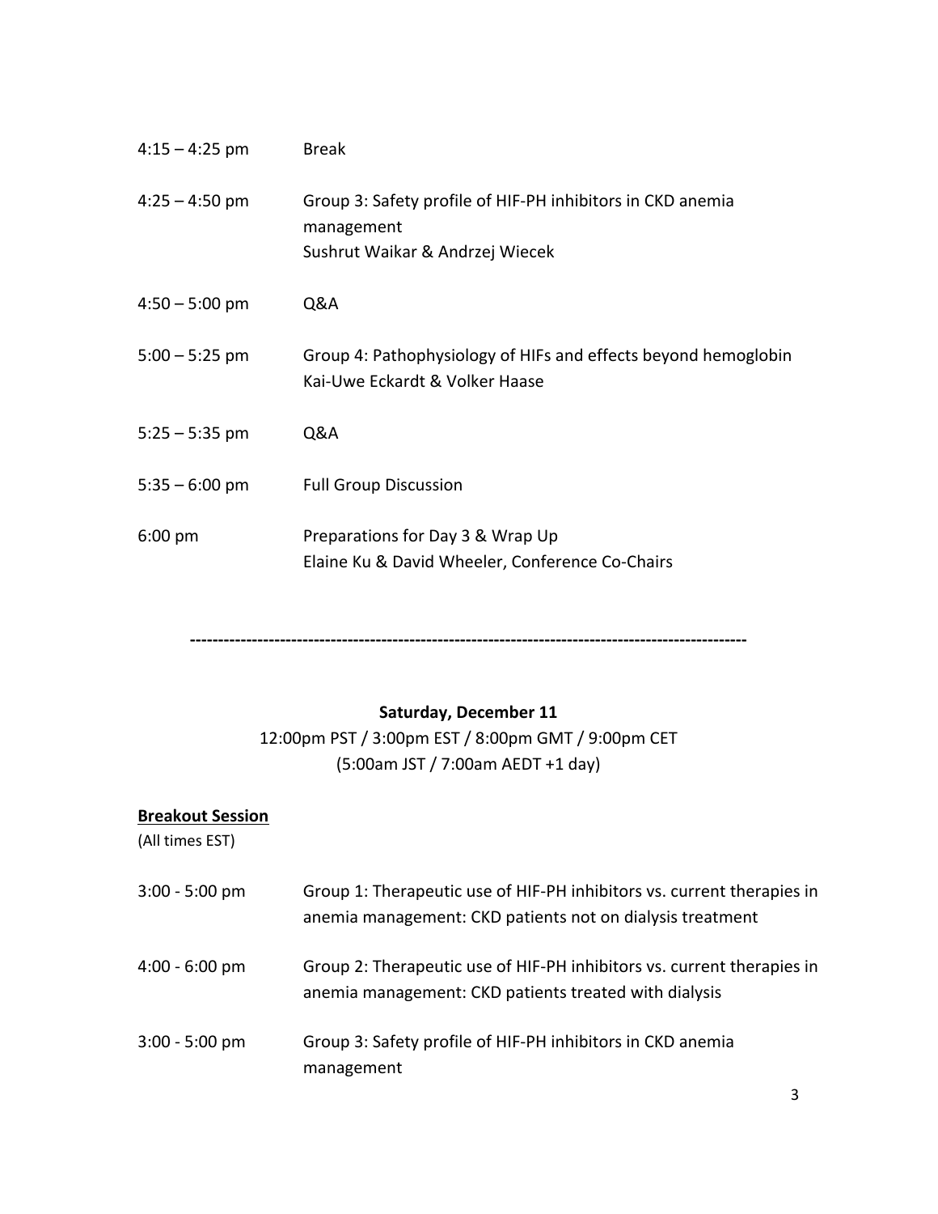| | |
|---|---|
| 4:15 – 4:25 pm | Break |
| 4:25 – 4:50 pm | Group 3: Safety profile of HIF-PH inhibitors in CKD anemia management<br>Sushrut Waikar & Andrzej Wiecek |
| 4:50 – 5:00 pm | Q&A |
| 5:00 – 5:25 pm | Group 4: Pathophysiology of HIFs and effects beyond hemoglobin<br>Kai-Uwe Eckardt & Volker Haase |
| 5:25 – 5:35 pm | Q&A |
| 5:35 – 6:00 pm | Full Group Discussion |
| 6:00 pm | Preparations for Day 3 & Wrap Up<br>Elaine Ku & David Wheeler, Conference Co-Chairs |

---

**Saturday, December 11**

12:00pm PST / 3:00pm EST / 8:00pm GMT / 9:00pm CET
(5:00am JST / 7:00am AEDT +1 day)

**Breakout Session**

(All times EST)

| | |
|---|---|
| 3:00 - 5:00 pm | Group 1: Therapeutic use of HIF-PH inhibitors vs. current therapies in anemia management: CKD patients not on dialysis treatment |
| 4:00 - 6:00 pm | Group 2: Therapeutic use of HIF-PH inhibitors vs. current therapies in anemia management: CKD patients treated with dialysis |
| 3:00 - 5:00 pm | Group 3: Safety profile of HIF-PH inhibitors in CKD anemia management |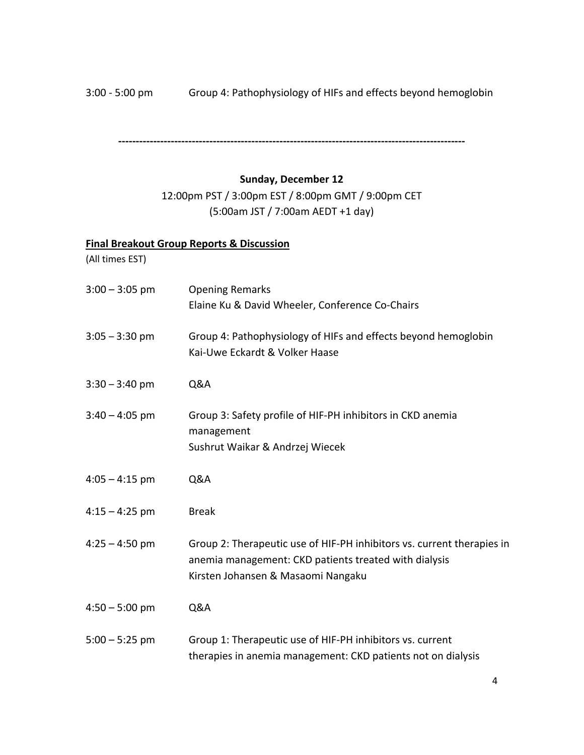3:00 - 5:00 pm Group 4: Pathophysiology of HIFs and effects beyond hemoglobin

---

**Sunday, December 12**

12:00pm PST / 3:00pm EST / 8:00pm GMT / 9:00pm CET
(5:00am JST / 7:00am AEDT +1 day)

**Final Breakout Group Reports & Discussion**

(All times EST)

| | |
|---|---|
| 3:00 – 3:05 pm | Opening Remarks<br>Elaine Ku & David Wheeler, Conference Co-Chairs |
| 3:05 – 3:30 pm | Group 4: Pathophysiology of HIFs and effects beyond hemoglobin<br>Kai-Uwe Eckardt & Volker Haase |
| 3:30 – 3:40 pm | Q&A |
| 3:40 – 4:05 pm | Group 3: Safety profile of HIF-PH inhibitors in CKD anemia management<br>Sushrut Waikar & Andrzej Wiecek |
| 4:05 – 4:15 pm | Q&A |
| 4:15 – 4:25 pm | Break |
| 4:25 – 4:50 pm | Group 2: Therapeutic use of HIF-PH inhibitors vs. current therapies in anemia management: CKD patients treated with dialysis<br>Kirsten Johansen & Masaomi Nangaku |
| 4:50 – 5:00 pm | Q&A |
| 5:00 – 5:25 pm | Group 1: Therapeutic use of HIF-PH inhibitors vs. current therapies in anemia management: CKD patients not on dialysis |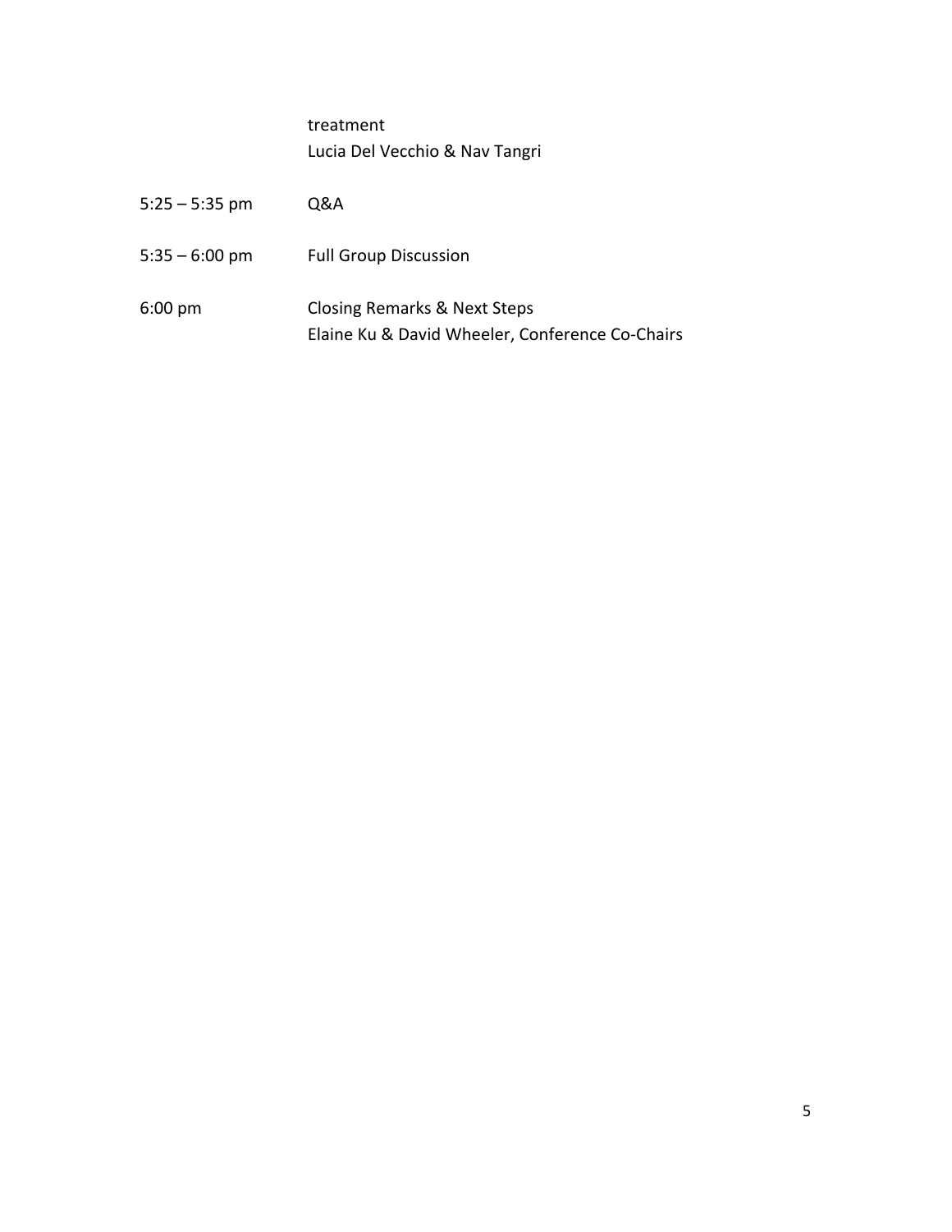treatment
Lucia Del Vecchio & Nav Tangri

| | |
|---|---|
| 5:25 – 5:35 pm | Q&A |
| 5:35 – 6:00 pm | Full Group Discussion |
| 6:00 pm | Closing Remarks & Next Steps<br>Elaine Ku & David Wheeler, Conference Co-Chairs |